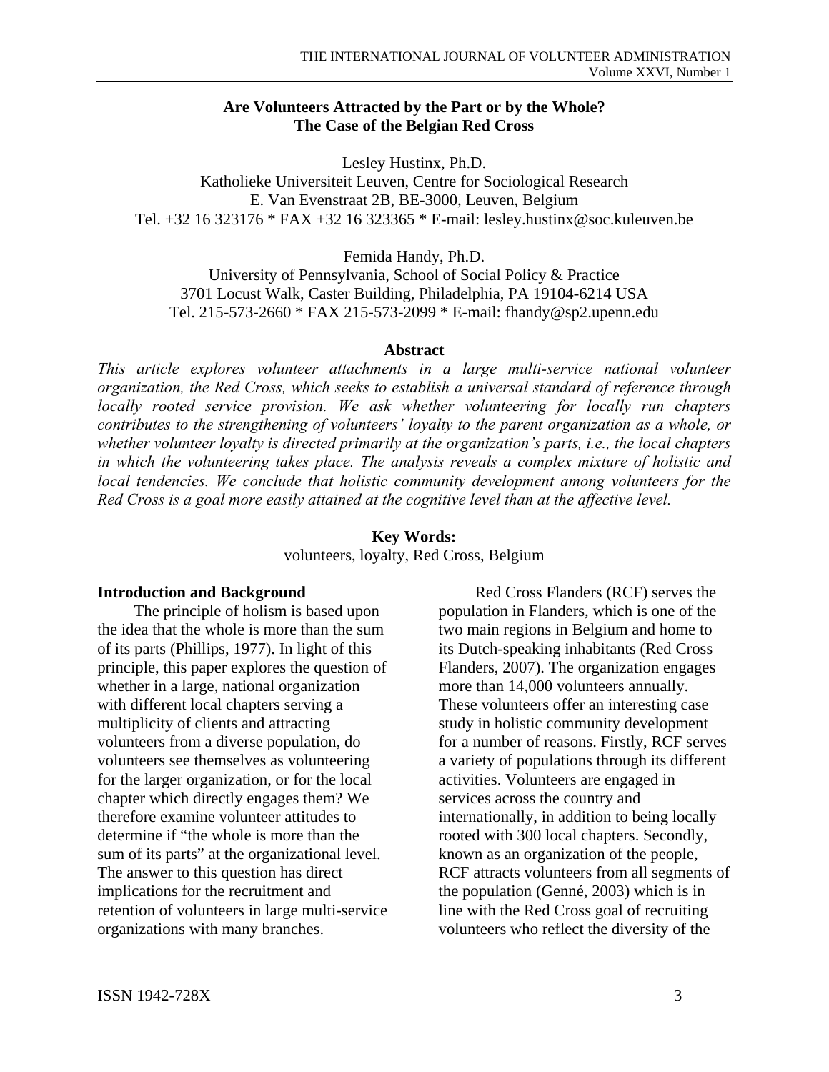# Are Volunteers Attracted by the Part or by the Whole? The Case of the Belgian Red Cross

Lesley Hustinx, Ph.D.
Katholieke Universiteit Leuven, Centre for Sociological Research
E. Van Evenstraat 2B, BE-3000, Leuven, Belgium
Tel. +32 16 323176 * FAX +32 16 323365 * E-mail: lesley.hustinx@soc.kuleuven.be

Femida Handy, Ph.D.
University of Pennsylvania, School of Social Policy & Practice
3701 Locust Walk, Caster Building, Philadelphia, PA 19104-6214 USA
Tel. 215-573-2660 * FAX 215-573-2099 * E-mail: fhandy@sp2.upenn.edu

## Abstract

*This article explores volunteer attachments in a large multi-service national volunteer organization, the Red Cross, which seeks to establish a universal standard of reference through locally rooted service provision. We ask whether volunteering for locally run chapters contributes to the strengthening of volunteers' loyalty to the parent organization as a whole, or whether volunteer loyalty is directed primarily at the organization's parts, i.e., the local chapters in which the volunteering takes place. The analysis reveals a complex mixture of holistic and local tendencies. We conclude that holistic community development among volunteers for the Red Cross is a goal more easily attained at the cognitive level than at the affective level.*

**Key Words:**
volunteers, loyalty, Red Cross, Belgium

## Introduction and Background

The principle of holism is based upon the idea that the whole is more than the sum of its parts (Phillips, 1977). In light of this principle, this paper explores the question of whether in a large, national organization with different local chapters serving a multiplicity of clients and attracting volunteers from a diverse population, do volunteers see themselves as volunteering for the larger organization, or for the local chapter which directly engages them? We therefore examine volunteer attitudes to determine if "the whole is more than the sum of its parts" at the organizational level. The answer to this question has direct implications for the recruitment and retention of volunteers in large multi-service organizations with many branches.

Red Cross Flanders (RCF) serves the population in Flanders, which is one of the two main regions in Belgium and home to its Dutch-speaking inhabitants (Red Cross Flanders, 2007). The organization engages more than 14,000 volunteers annually. These volunteers offer an interesting case study in holistic community development for a number of reasons. Firstly, RCF serves a variety of populations through its different activities. Volunteers are engaged in services across the country and internationally, in addition to being locally rooted with 300 local chapters. Secondly, known as an organization of the people, RCF attracts volunteers from all segments of the population (Genné, 2003) which is in line with the Red Cross goal of recruiting volunteers who reflect the diversity of the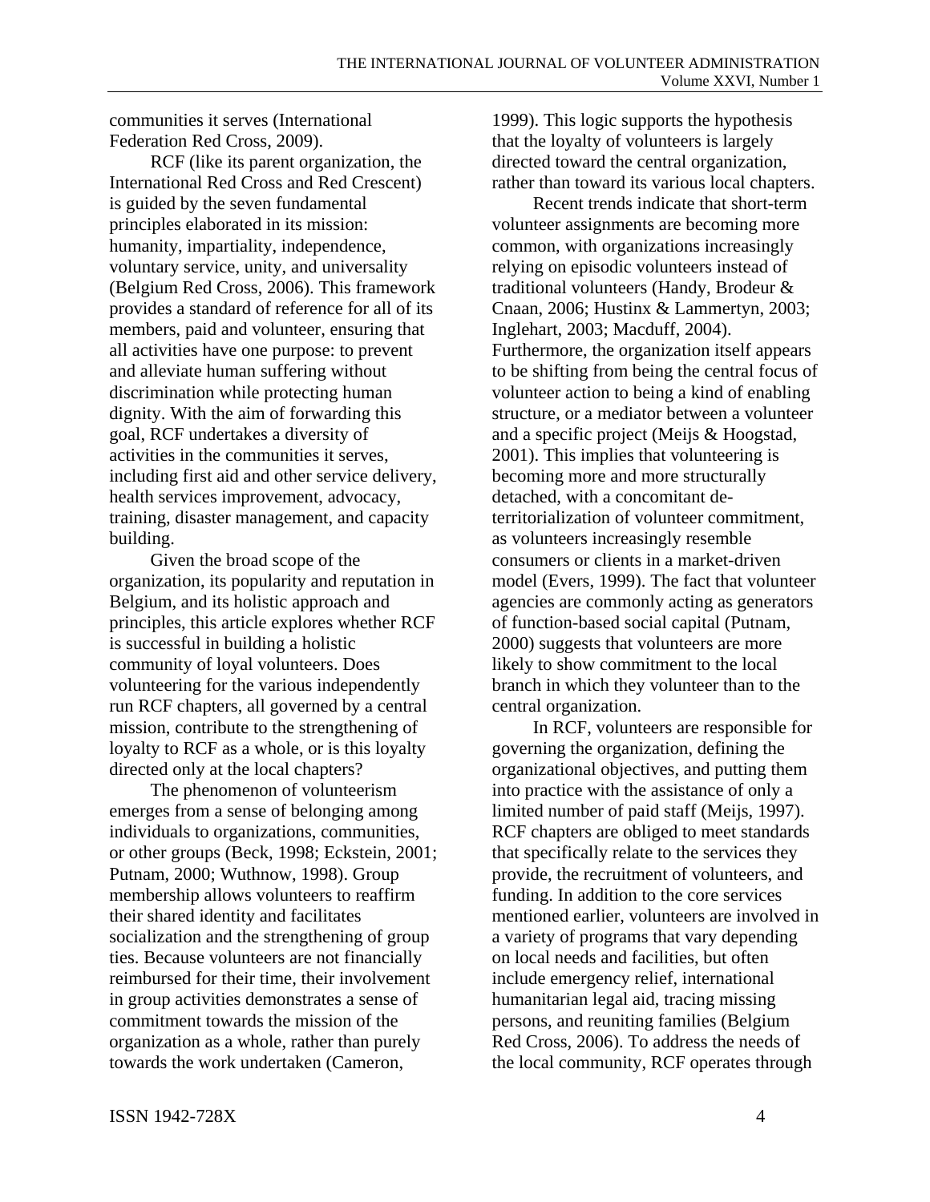communities it serves (International Federation Red Cross, 2009).

RCF (like its parent organization, the International Red Cross and Red Crescent) is guided by the seven fundamental principles elaborated in its mission: humanity, impartiality, independence, voluntary service, unity, and universality (Belgium Red Cross, 2006). This framework provides a standard of reference for all of its members, paid and volunteer, ensuring that all activities have one purpose: to prevent and alleviate human suffering without discrimination while protecting human dignity. With the aim of forwarding this goal, RCF undertakes a diversity of activities in the communities it serves, including first aid and other service delivery, health services improvement, advocacy, training, disaster management, and capacity building.

Given the broad scope of the organization, its popularity and reputation in Belgium, and its holistic approach and principles, this article explores whether RCF is successful in building a holistic community of loyal volunteers. Does volunteering for the various independently run RCF chapters, all governed by a central mission, contribute to the strengthening of loyalty to RCF as a whole, or is this loyalty directed only at the local chapters?

The phenomenon of volunteerism emerges from a sense of belonging among individuals to organizations, communities, or other groups (Beck, 1998; Eckstein, 2001; Putnam, 2000; Wuthnow, 1998). Group membership allows volunteers to reaffirm their shared identity and facilitates socialization and the strengthening of group ties. Because volunteers are not financially reimbursed for their time, their involvement in group activities demonstrates a sense of commitment towards the mission of the organization as a whole, rather than purely towards the work undertaken (Cameron, 1999). This logic supports the hypothesis that the loyalty of volunteers is largely directed toward the central organization, rather than toward its various local chapters.

Recent trends indicate that short-term volunteer assignments are becoming more common, with organizations increasingly relying on episodic volunteers instead of traditional volunteers (Handy, Brodeur & Cnaan, 2006; Hustinx & Lammertyn, 2003; Inglehart, 2003; Macduff, 2004). Furthermore, the organization itself appears to be shifting from being the central focus of volunteer action to being a kind of enabling structure, or a mediator between a volunteer and a specific project (Meijs & Hoogstad, 2001). This implies that volunteering is becoming more and more structurally detached, with a concomitant de-territorialization of volunteer commitment, as volunteers increasingly resemble consumers or clients in a market-driven model (Evers, 1999). The fact that volunteer agencies are commonly acting as generators of function-based social capital (Putnam, 2000) suggests that volunteers are more likely to show commitment to the local branch in which they volunteer than to the central organization.

In RCF, volunteers are responsible for governing the organization, defining the organizational objectives, and putting them into practice with the assistance of only a limited number of paid staff (Meijs, 1997). RCF chapters are obliged to meet standards that specifically relate to the services they provide, the recruitment of volunteers, and funding. In addition to the core services mentioned earlier, volunteers are involved in a variety of programs that vary depending on local needs and facilities, but often include emergency relief, international humanitarian legal aid, tracing missing persons, and reuniting families (Belgium Red Cross, 2006). To address the needs of the local community, RCF operates through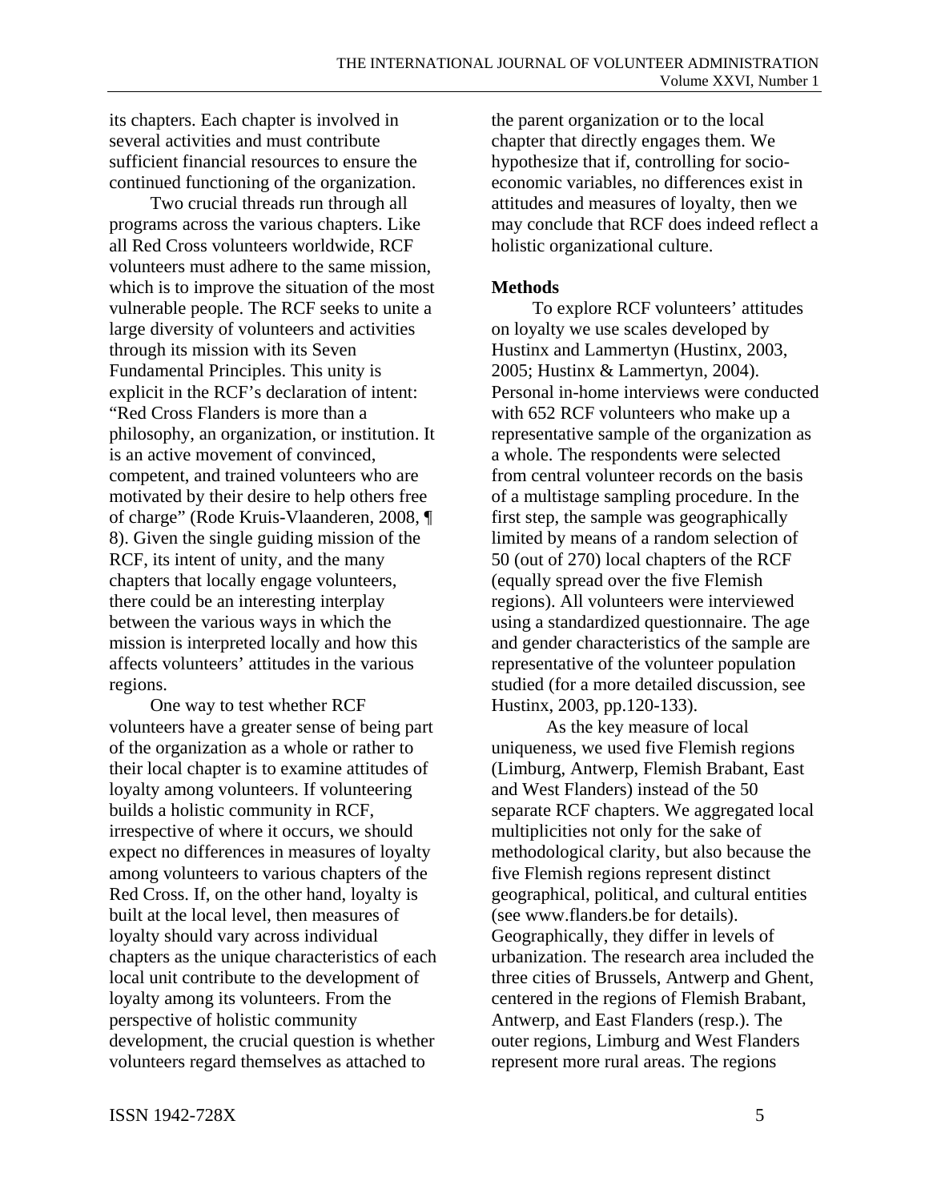its chapters. Each chapter is involved in several activities and must contribute sufficient financial resources to ensure the continued functioning of the organization.

Two crucial threads run through all programs across the various chapters. Like all Red Cross volunteers worldwide, RCF volunteers must adhere to the same mission, which is to improve the situation of the most vulnerable people. The RCF seeks to unite a large diversity of volunteers and activities through its mission with its Seven Fundamental Principles. This unity is explicit in the RCF's declaration of intent: "Red Cross Flanders is more than a philosophy, an organization, or institution. It is an active movement of convinced, competent, and trained volunteers who are motivated by their desire to help others free of charge" (Rode Kruis-Vlaanderen, 2008, ¶ 8). Given the single guiding mission of the RCF, its intent of unity, and the many chapters that locally engage volunteers, there could be an interesting interplay between the various ways in which the mission is interpreted locally and how this affects volunteers' attitudes in the various regions.

One way to test whether RCF volunteers have a greater sense of being part of the organization as a whole or rather to their local chapter is to examine attitudes of loyalty among volunteers. If volunteering builds a holistic community in RCF, irrespective of where it occurs, we should expect no differences in measures of loyalty among volunteers to various chapters of the Red Cross. If, on the other hand, loyalty is built at the local level, then measures of loyalty should vary across individual chapters as the unique characteristics of each local unit contribute to the development of loyalty among its volunteers. From the perspective of holistic community development, the crucial question is whether volunteers regard themselves as attached to the parent organization or to the local chapter that directly engages them. We hypothesize that if, controlling for socio-economic variables, no differences exist in attitudes and measures of loyalty, then we may conclude that RCF does indeed reflect a holistic organizational culture.

**Methods**

To explore RCF volunteers' attitudes on loyalty we use scales developed by Hustinx and Lammertyn (Hustinx, 2003, 2005; Hustinx & Lammertyn, 2004). Personal in-home interviews were conducted with 652 RCF volunteers who make up a representative sample of the organization as a whole. The respondents were selected from central volunteer records on the basis of a multistage sampling procedure. In the first step, the sample was geographically limited by means of a random selection of 50 (out of 270) local chapters of the RCF (equally spread over the five Flemish regions). All volunteers were interviewed using a standardized questionnaire. The age and gender characteristics of the sample are representative of the volunteer population studied (for a more detailed discussion, see Hustinx, 2003, pp.120-133).

As the key measure of local uniqueness, we used five Flemish regions (Limburg, Antwerp, Flemish Brabant, East and West Flanders) instead of the 50 separate RCF chapters. We aggregated local multiplicities not only for the sake of methodological clarity, but also because the five Flemish regions represent distinct geographical, political, and cultural entities (see www.flanders.be for details). Geographically, they differ in levels of urbanization. The research area included the three cities of Brussels, Antwerp and Ghent, centered in the regions of Flemish Brabant, Antwerp, and East Flanders (resp.). The outer regions, Limburg and West Flanders represent more rural areas. The regions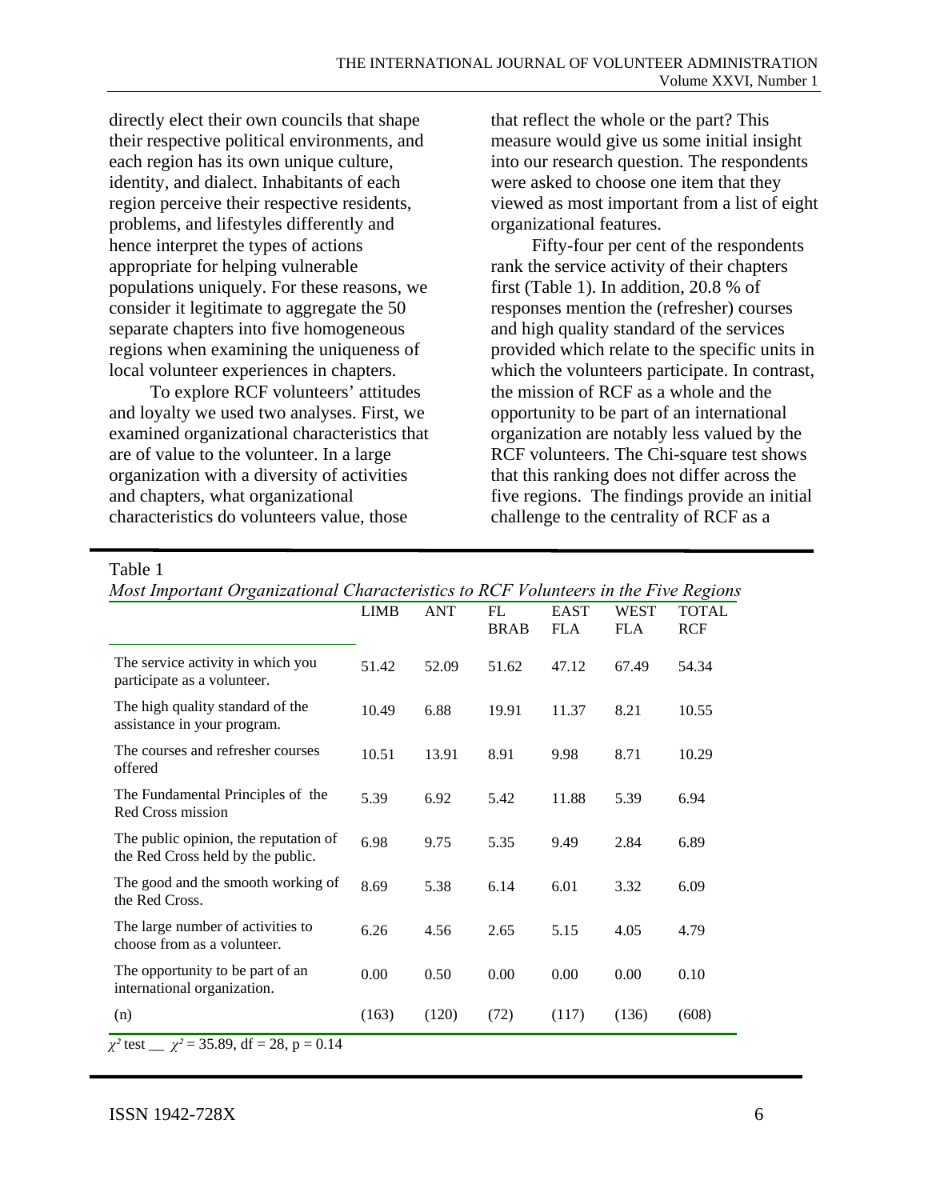directly elect their own councils that shape their respective political environments, and each region has its own unique culture, identity, and dialect. Inhabitants of each region perceive their respective residents, problems, and lifestyles differently and hence interpret the types of actions appropriate for helping vulnerable populations uniquely. For these reasons, we consider it legitimate to aggregate the 50 separate chapters into five homogeneous regions when examining the uniqueness of local volunteer experiences in chapters.

To explore RCF volunteers' attitudes and loyalty we used two analyses. First, we examined organizational characteristics that are of value to the volunteer. In a large organization with a diversity of activities and chapters, what organizational characteristics do volunteers value, those that reflect the whole or the part? This measure would give us some initial insight into our research question. The respondents were asked to choose one item that they viewed as most important from a list of eight organizational features.

Fifty-four per cent of the respondents rank the service activity of their chapters first (Table 1). In addition, 20.8 % of responses mention the (refresher) courses and high quality standard of the services provided which relate to the specific units in which the volunteers participate. In contrast, the mission of RCF as a whole and the opportunity to be part of an international organization are notably less valued by the RCF volunteers. The Chi-square test shows that this ranking does not differ across the five regions. The findings provide an initial challenge to the centrality of RCF as a

Table 1

*Most Important Organizational Characteristics to RCF Volunteers in the Five Regions*

| | LIMB | ANT | FL BRAB | EAST FLA | WEST FLA | TOTAL RCF |
|---|---|---|---|---|---|---|
| The service activity in which you participate as a volunteer. | 51.42 | 52.09 | 51.62 | 47.12 | 67.49 | 54.34 |
| The high quality standard of the assistance in your program. | 10.49 | 6.88 | 19.91 | 11.37 | 8.21 | 10.55 |
| The courses and refresher courses offered | 10.51 | 13.91 | 8.91 | 9.98 | 8.71 | 10.29 |
| The Fundamental Principles of the Red Cross mission | 5.39 | 6.92 | 5.42 | 11.88 | 5.39 | 6.94 |
| The public opinion, the reputation of the Red Cross held by the public. | 6.98 | 9.75 | 5.35 | 9.49 | 2.84 | 6.89 |
| The good and the smooth working of the Red Cross. | 8.69 | 5.38 | 6.14 | 6.01 | 3.32 | 6.09 |
| The large number of activities to choose from as a volunteer. | 6.26 | 4.56 | 2.65 | 5.15 | 4.05 | 4.79 |
| The opportunity to be part of an international organization. | 0.00 | 0.50 | 0.00 | 0.00 | 0.00 | 0.10 |
| (n) | (163) | (120) | (72) | (117) | (136) | (608) |

$\chi^2$ test __ $\chi^2 = 35.89$, df = 28, p = 0.14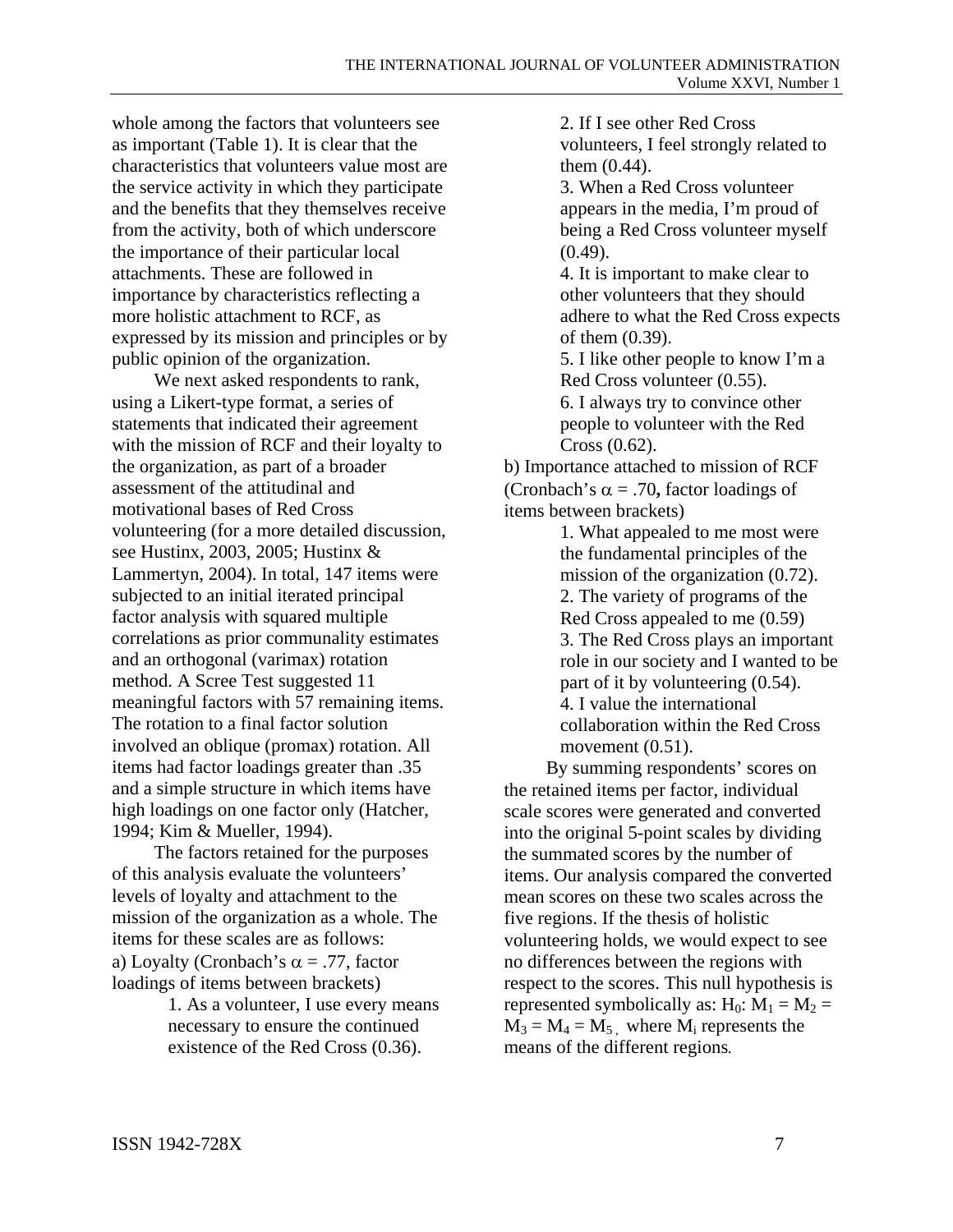whole among the factors that volunteers see as important (Table 1). It is clear that the characteristics that volunteers value most are the service activity in which they participate and the benefits that they themselves receive from the activity, both of which underscore the importance of their particular local attachments. These are followed in importance by characteristics reflecting a more holistic attachment to RCF, as expressed by its mission and principles or by public opinion of the organization.

We next asked respondents to rank, using a Likert-type format, a series of statements that indicated their agreement with the mission of RCF and their loyalty to the organization, as part of a broader assessment of the attitudinal and motivational bases of Red Cross volunteering (for a more detailed discussion, see Hustinx, 2003, 2005; Hustinx & Lammertyn, 2004). In total, 147 items were subjected to an initial iterated principal factor analysis with squared multiple correlations as prior communality estimates and an orthogonal (varimax) rotation method. A Scree Test suggested 11 meaningful factors with 57 remaining items. The rotation to a final factor solution involved an oblique (promax) rotation. All items had factor loadings greater than .35 and a simple structure in which items have high loadings on one factor only (Hatcher, 1994; Kim & Mueller, 1994).

The factors retained for the purposes of this analysis evaluate the volunteers' levels of loyalty and attachment to the mission of the organization as a whole. The items for these scales are as follows:

a) Loyalty (Cronbach's $\alpha = .77$, factor loadings of items between brackets)

1. As a volunteer, I use every means necessary to ensure the continued existence of the Red Cross (0.36).
2. If I see other Red Cross volunteers, I feel strongly related to them (0.44).
3. When a Red Cross volunteer appears in the media, I'm proud of being a Red Cross volunteer myself (0.49).
4. It is important to make clear to other volunteers that they should adhere to what the Red Cross expects of them (0.39).
5. I like other people to know I'm a Red Cross volunteer (0.55).
6. I always try to convince other people to volunteer with the Red Cross (0.62).

b) Importance attached to mission of RCF (Cronbach's $\alpha = .70$**,** factor loadings of items between brackets)

1. What appealed to me most were the fundamental principles of the mission of the organization (0.72).
2. The variety of programs of the Red Cross appealed to me (0.59)
3. The Red Cross plays an important role in our society and I wanted to be part of it by volunteering (0.54).
4. I value the international collaboration within the Red Cross movement (0.51).

By summing respondents' scores on the retained items per factor, individual scale scores were generated and converted into the original 5-point scales by dividing the summated scores by the number of items. Our analysis compared the converted mean scores on these two scales across the five regions. If the thesis of holistic volunteering holds, we would expect to see no differences between the regions with respect to the scores. This null hypothesis is represented symbolically as: $H_0$: $M_1 = M_2 = M_3 = M_4 = M_5$, where $M_i$ represents the means of the different regions.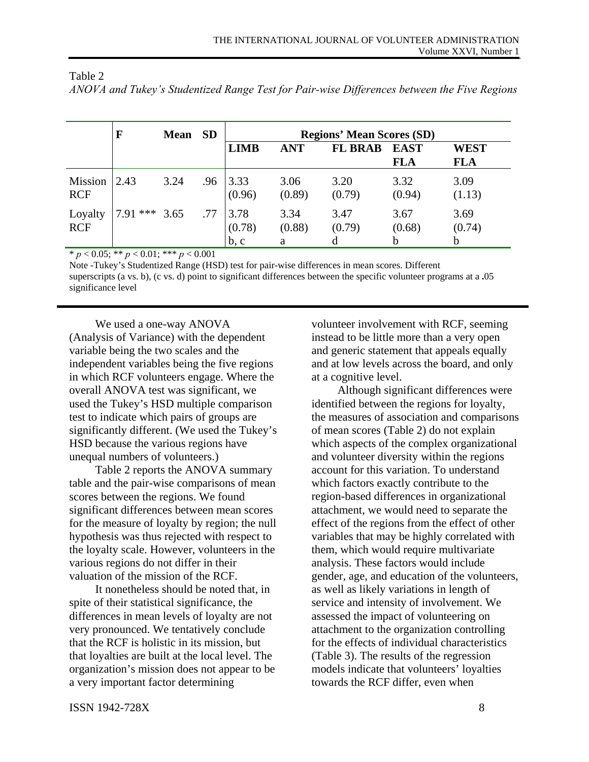Table 2

*ANOVA and Tukey's Studentized Range Test for Pair-wise Differences between the Five Regions*

| | F | Mean | SD | Regions' Mean Scores (SD) | | | | |
|---|---|---|---|---|---|---|---|---|
| | | | | **LIMB** | **ANT** | **FL BRAB** | **EAST FLA** | **WEST FLA** |
| Mission RCF | 2.43 | 3.24 | .96 | 3.33 (0.96) | 3.06 (0.89) | 3.20 (0.79) | 3.32 (0.94) | 3.09 (1.13) |
| Loyalty RCF | 7.91 *** | 3.65 | .77 | 3.78 (0.78) b, c | 3.34 (0.88) a | 3.47 (0.79) d | 3.67 (0.68) b | 3.69 (0.74) b |

* $p < 0.05$; ** $p < 0.01$; *** $p < 0.001$

Note -Tukey's Studentized Range (HSD) test for pair-wise differences in mean scores. Different superscripts (a vs. b), (c vs. d) point to significant differences between the specific volunteer programs at a .05 significance level

We used a one-way ANOVA (Analysis of Variance) with the dependent variable being the two scales and the independent variables being the five regions in which RCF volunteers engage. Where the overall ANOVA test was significant, we used the Tukey's HSD multiple comparison test to indicate which pairs of groups are significantly different. (We used the Tukey's HSD because the various regions have unequal numbers of volunteers.)

Table 2 reports the ANOVA summary table and the pair-wise comparisons of mean scores between the regions. We found significant differences between mean scores for the measure of loyalty by region; the null hypothesis was thus rejected with respect to the loyalty scale. However, volunteers in the various regions do not differ in their valuation of the mission of the RCF.

It nonetheless should be noted that, in spite of their statistical significance, the differences in mean levels of loyalty are not very pronounced. We tentatively conclude that the RCF is holistic in its mission, but that loyalties are built at the local level. The organization's mission does not appear to be a very important factor determining volunteer involvement with RCF, seeming instead to be little more than a very open and generic statement that appeals equally and at low levels across the board, and only at a cognitive level.

Although significant differences were identified between the regions for loyalty, the measures of association and comparisons of mean scores (Table 2) do not explain which aspects of the complex organizational and volunteer diversity within the regions account for this variation. To understand which factors exactly contribute to the region-based differences in organizational attachment, we would need to separate the effect of the regions from the effect of other variables that may be highly correlated with them, which would require multivariate analysis. These factors would include gender, age, and education of the volunteers, as well as likely variations in length of service and intensity of involvement. We assessed the impact of volunteering on attachment to the organization controlling for the effects of individual characteristics (Table 3). The results of the regression models indicate that volunteers' loyalties towards the RCF differ, even when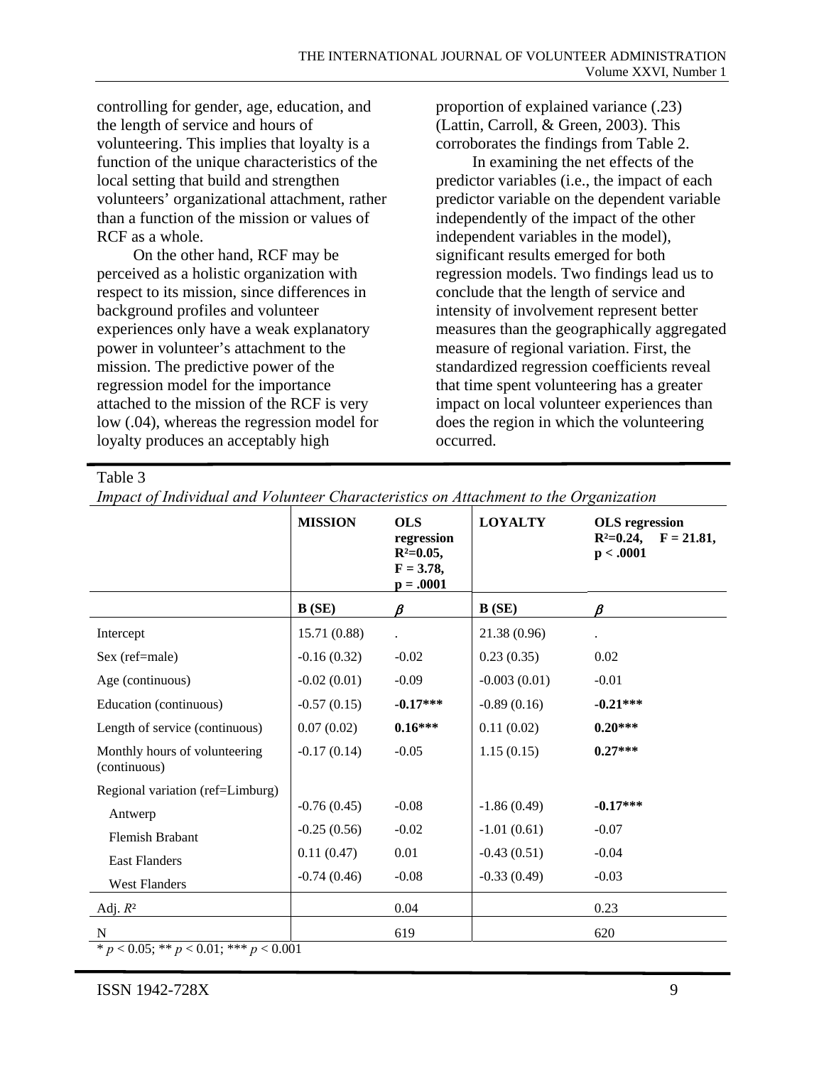controlling for gender, age, education, and the length of service and hours of volunteering. This implies that loyalty is a function of the unique characteristics of the local setting that build and strengthen volunteers' organizational attachment, rather than a function of the mission or values of RCF as a whole.

On the other hand, RCF may be perceived as a holistic organization with respect to its mission, since differences in background profiles and volunteer experiences only have a weak explanatory power in volunteer's attachment to the mission. The predictive power of the regression model for the importance attached to the mission of the RCF is very low (.04), whereas the regression model for loyalty produces an acceptably high proportion of explained variance (.23) (Lattin, Carroll, & Green, 2003). This corroborates the findings from Table 2.

In examining the net effects of the predictor variables (i.e., the impact of each predictor variable on the dependent variable independently of the impact of the other independent variables in the model), significant results emerged for both regression models. Two findings lead us to conclude that the length of service and intensity of involvement represent better measures than the geographically aggregated measure of regional variation. First, the standardized regression coefficients reveal that time spent volunteering has a greater impact on local volunteer experiences than does the region in which the volunteering occurred.

Table 3

*Impact of Individual and Volunteer Characteristics on Attachment to the Organization*

| | **MISSION** | **OLS regression $R^2$=0.05, F = 3.78, p = .0001** | **LOYALTY** | **OLS regression $R^2$=0.24, F = 21.81, p < .0001** |
|---|---|---|---|---|
| | **B (SE)** | $\beta$ | **B (SE)** | $\beta$ |
| Intercept | 15.71 (0.88) | . | 21.38 (0.96) | . |
| Sex (ref=male) | -0.16 (0.32) | -0.02 | 0.23 (0.35) | 0.02 |
| Age (continuous) | -0.02 (0.01) | -0.09 | -0.003 (0.01) | -0.01 |
| Education (continuous) | -0.57 (0.15) | **-0.17*** ** | -0.89 (0.16) | **-0.21*** ** |
| Length of service (continuous) | 0.07 (0.02) | **0.16*** ** | 0.11 (0.02) | **0.20*** ** |
| Monthly hours of volunteering (continuous) | -0.17 (0.14) | -0.05 | 1.15 (0.15) | **0.27*** ** |
| Regional variation (ref=Limburg) | | | | |
| Antwerp | -0.76 (0.45) | -0.08 | -1.86 (0.49) | **-0.17*** ** |
| Flemish Brabant | -0.25 (0.56) | -0.02 | -1.01 (0.61) | -0.07 |
| East Flanders | 0.11 (0.47) | 0.01 | -0.43 (0.51) | -0.04 |
| West Flanders | -0.74 (0.46) | -0.08 | -0.33 (0.49) | -0.03 |
| Adj. $R^2$ | | 0.04 | | 0.23 |
| N | | 619 | | 620 |

\* $p < 0.05$; ** $p < 0.01$; *** $p < 0.001$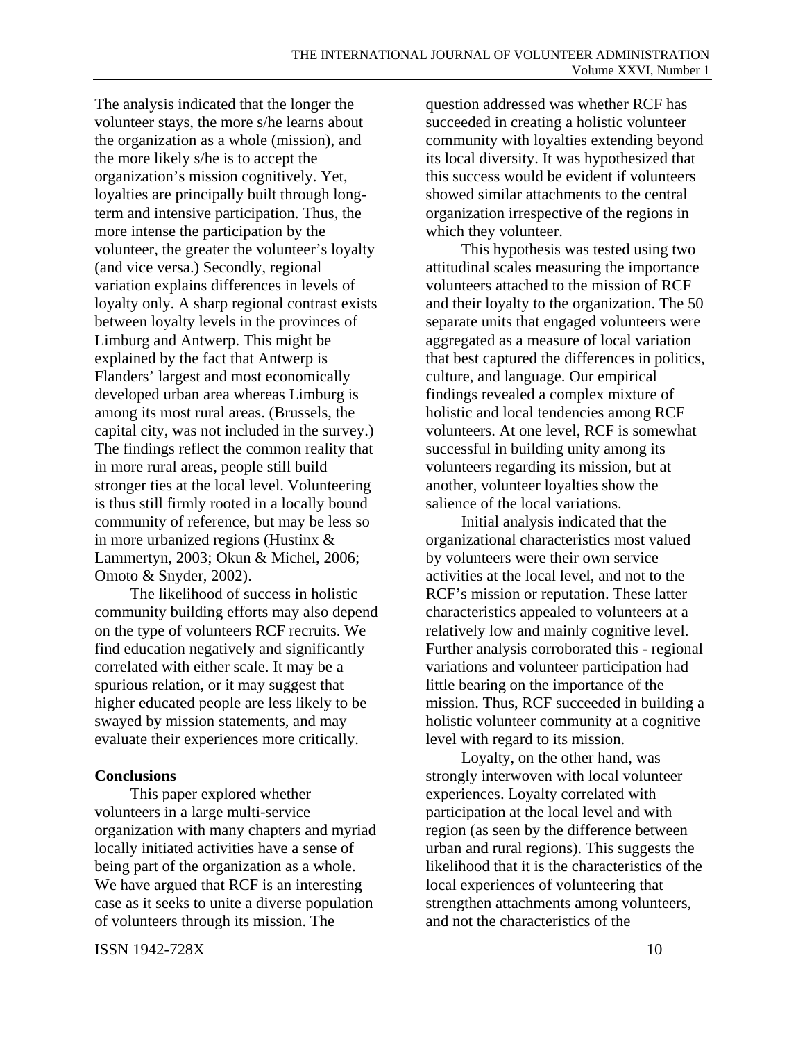The analysis indicated that the longer the volunteer stays, the more s/he learns about the organization as a whole (mission), and the more likely s/he is to accept the organization's mission cognitively. Yet, loyalties are principally built through long-term and intensive participation. Thus, the more intense the participation by the volunteer, the greater the volunteer's loyalty (and vice versa.) Secondly, regional variation explains differences in levels of loyalty only. A sharp regional contrast exists between loyalty levels in the provinces of Limburg and Antwerp. This might be explained by the fact that Antwerp is Flanders' largest and most economically developed urban area whereas Limburg is among its most rural areas. (Brussels, the capital city, was not included in the survey.) The findings reflect the common reality that in more rural areas, people still build stronger ties at the local level. Volunteering is thus still firmly rooted in a locally bound community of reference, but may be less so in more urbanized regions (Hustinx & Lammertyn, 2003; Okun & Michel, 2006; Omoto & Snyder, 2002).

The likelihood of success in holistic community building efforts may also depend on the type of volunteers RCF recruits. We find education negatively and significantly correlated with either scale. It may be a spurious relation, or it may suggest that higher educated people are less likely to be swayed by mission statements, and may evaluate their experiences more critically.

**Conclusions**

This paper explored whether volunteers in a large multi-service organization with many chapters and myriad locally initiated activities have a sense of being part of the organization as a whole. We have argued that RCF is an interesting case as it seeks to unite a diverse population of volunteers through its mission. The question addressed was whether RCF has succeeded in creating a holistic volunteer community with loyalties extending beyond its local diversity. It was hypothesized that this success would be evident if volunteers showed similar attachments to the central organization irrespective of the regions in which they volunteer.

This hypothesis was tested using two attitudinal scales measuring the importance volunteers attached to the mission of RCF and their loyalty to the organization. The 50 separate units that engaged volunteers were aggregated as a measure of local variation that best captured the differences in politics, culture, and language. Our empirical findings revealed a complex mixture of holistic and local tendencies among RCF volunteers. At one level, RCF is somewhat successful in building unity among its volunteers regarding its mission, but at another, volunteer loyalties show the salience of the local variations.

Initial analysis indicated that the organizational characteristics most valued by volunteers were their own service activities at the local level, and not to the RCF's mission or reputation. These latter characteristics appealed to volunteers at a relatively low and mainly cognitive level. Further analysis corroborated this - regional variations and volunteer participation had little bearing on the importance of the mission. Thus, RCF succeeded in building a holistic volunteer community at a cognitive level with regard to its mission.

Loyalty, on the other hand, was strongly interwoven with local volunteer experiences. Loyalty correlated with participation at the local level and with region (as seen by the difference between urban and rural regions). This suggests the likelihood that it is the characteristics of the local experiences of volunteering that strengthen attachments among volunteers, and not the characteristics of the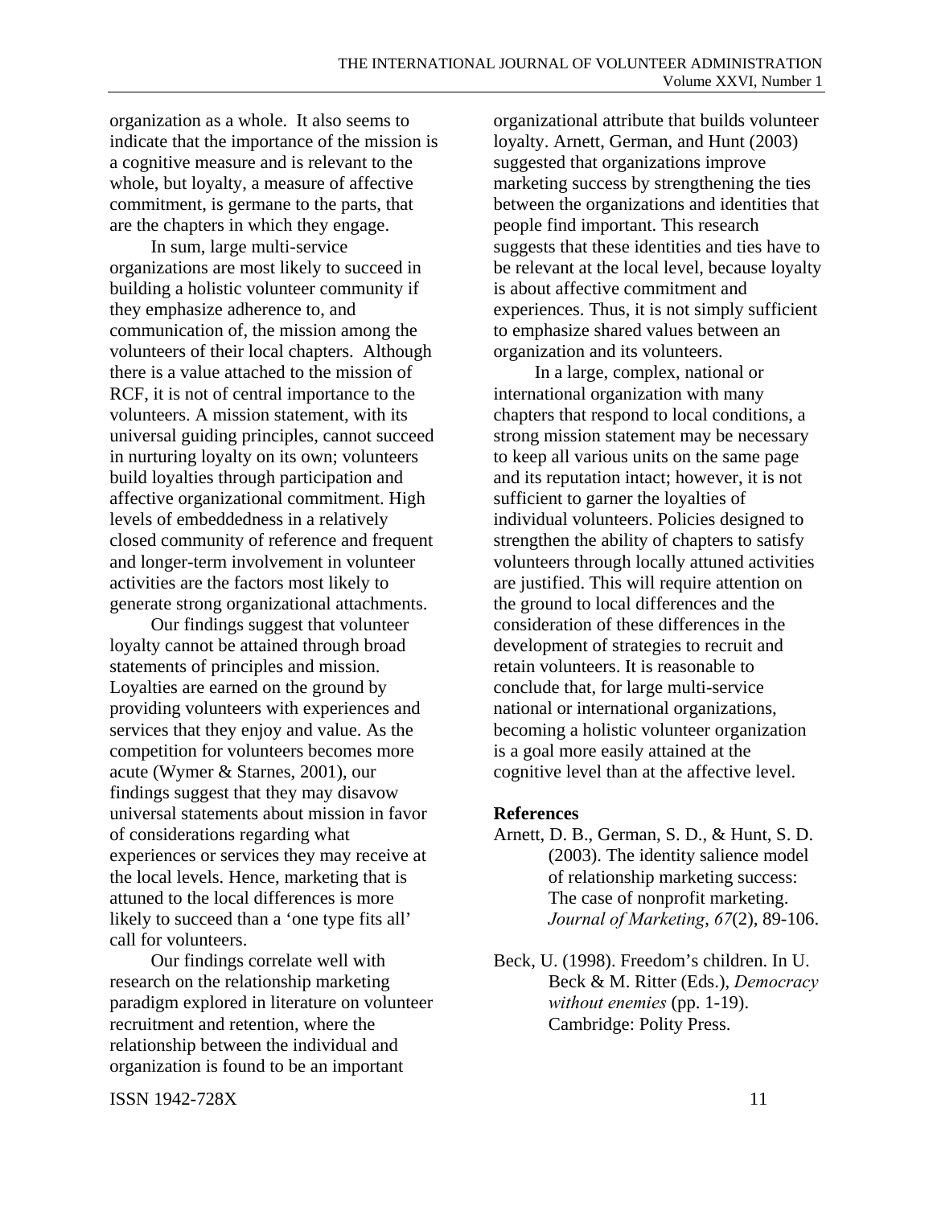organization as a whole. It also seems to indicate that the importance of the mission is a cognitive measure and is relevant to the whole, but loyalty, a measure of affective commitment, is germane to the parts, that are the chapters in which they engage.

In sum, large multi-service organizations are most likely to succeed in building a holistic volunteer community if they emphasize adherence to, and communication of, the mission among the volunteers of their local chapters. Although there is a value attached to the mission of RCF, it is not of central importance to the volunteers. A mission statement, with its universal guiding principles, cannot succeed in nurturing loyalty on its own; volunteers build loyalties through participation and affective organizational commitment. High levels of embeddedness in a relatively closed community of reference and frequent and longer-term involvement in volunteer activities are the factors most likely to generate strong organizational attachments.

Our findings suggest that volunteer loyalty cannot be attained through broad statements of principles and mission. Loyalties are earned on the ground by providing volunteers with experiences and services that they enjoy and value. As the competition for volunteers becomes more acute (Wymer & Starnes, 2001), our findings suggest that they may disavow universal statements about mission in favor of considerations regarding what experiences or services they may receive at the local levels. Hence, marketing that is attuned to the local differences is more likely to succeed than a 'one type fits all' call for volunteers.

Our findings correlate well with research on the relationship marketing paradigm explored in literature on volunteer recruitment and retention, where the relationship between the individual and organization is found to be an important organizational attribute that builds volunteer loyalty. Arnett, German, and Hunt (2003) suggested that organizations improve marketing success by strengthening the ties between the organizations and identities that people find important. This research suggests that these identities and ties have to be relevant at the local level, because loyalty is about affective commitment and experiences. Thus, it is not simply sufficient to emphasize shared values between an organization and its volunteers.

In a large, complex, national or international organization with many chapters that respond to local conditions, a strong mission statement may be necessary to keep all various units on the same page and its reputation intact; however, it is not sufficient to garner the loyalties of individual volunteers. Policies designed to strengthen the ability of chapters to satisfy volunteers through locally attuned activities are justified. This will require attention on the ground to local differences and the consideration of these differences in the development of strategies to recruit and retain volunteers. It is reasonable to conclude that, for large multi-service national or international organizations, becoming a holistic volunteer organization is a goal more easily attained at the cognitive level than at the affective level.

**References**

Arnett, D. B., German, S. D., & Hunt, S. D. (2003). The identity salience model of relationship marketing success: The case of nonprofit marketing. *Journal of Marketing*, *67*(2), 89-106.

Beck, U. (1998). Freedom's children. In U. Beck & M. Ritter (Eds.), *Democracy without enemies* (pp. 1-19). Cambridge: Polity Press.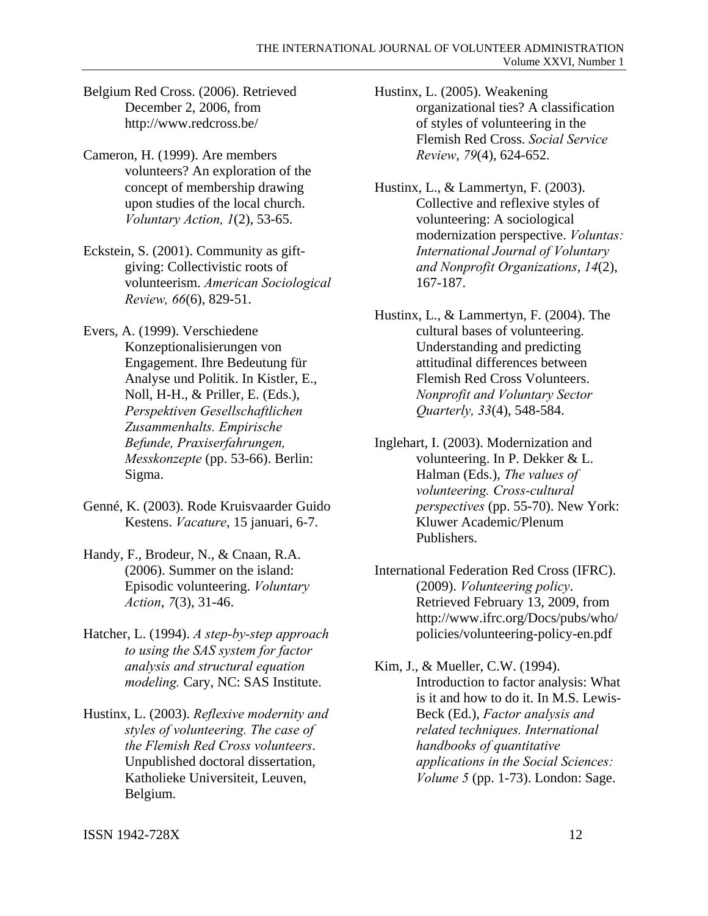Belgium Red Cross. (2006). Retrieved December 2, 2006, from http://www.redcross.be/

Cameron, H. (1999). Are members volunteers? An exploration of the concept of membership drawing upon studies of the local church. *Voluntary Action, 1*(2), 53-65.

Eckstein, S. (2001). Community as gift-giving: Collectivistic roots of volunteerism. *American Sociological Review, 66*(6), 829-51.

Evers, A. (1999). Verschiedene Konzeptionalisierungen von Engagement. Ihre Bedeutung für Analyse und Politik. In Kistler, E., Noll, H-H., & Priller, E. (Eds.), *Perspektiven Gesellschaftlichen Zusammenhalts. Empirische Befunde, Praxiserfahrungen, Messkonzepte* (pp. 53-66). Berlin: Sigma.

Genné, K. (2003). Rode Kruisvaarder Guido Kestens. *Vacature*, 15 januari, 6-7.

Handy, F., Brodeur, N., & Cnaan, R.A. (2006). Summer on the island: Episodic volunteering. *Voluntary Action*, *7*(3), 31-46.

Hatcher, L. (1994). *A step-by-step approach to using the SAS system for factor analysis and structural equation modeling.* Cary, NC: SAS Institute.

Hustinx, L. (2003). *Reflexive modernity and styles of volunteering. The case of the Flemish Red Cross volunteers*. Unpublished doctoral dissertation, Katholieke Universiteit, Leuven, Belgium.

Hustinx, L. (2005). Weakening organizational ties? A classification of styles of volunteering in the Flemish Red Cross. *Social Service Review*, *79*(4), 624-652.

Hustinx, L., & Lammertyn, F. (2003). Collective and reflexive styles of volunteering: A sociological modernization perspective. *Voluntas: International Journal of Voluntary and Nonprofit Organizations*, *14*(2), 167-187.

Hustinx, L., & Lammertyn, F. (2004). The cultural bases of volunteering. Understanding and predicting attitudinal differences between Flemish Red Cross Volunteers. *Nonprofit and Voluntary Sector Quarterly, 33*(4), 548-584.

Inglehart, I. (2003). Modernization and volunteering. In P. Dekker & L. Halman (Eds.), *The values of volunteering. Cross-cultural perspectives* (pp. 55-70). New York: Kluwer Academic/Plenum Publishers.

International Federation Red Cross (IFRC). (2009). *Volunteering policy*. Retrieved February 13, 2009, from http://www.ifrc.org/Docs/pubs/who/policies/volunteering-policy-en.pdf

Kim, J., & Mueller, C.W. (1994). Introduction to factor analysis: What is it and how to do it. In M.S. Lewis-Beck (Ed.), *Factor analysis and related techniques. International handbooks of quantitative applications in the Social Sciences: Volume 5* (pp. 1-73). London: Sage.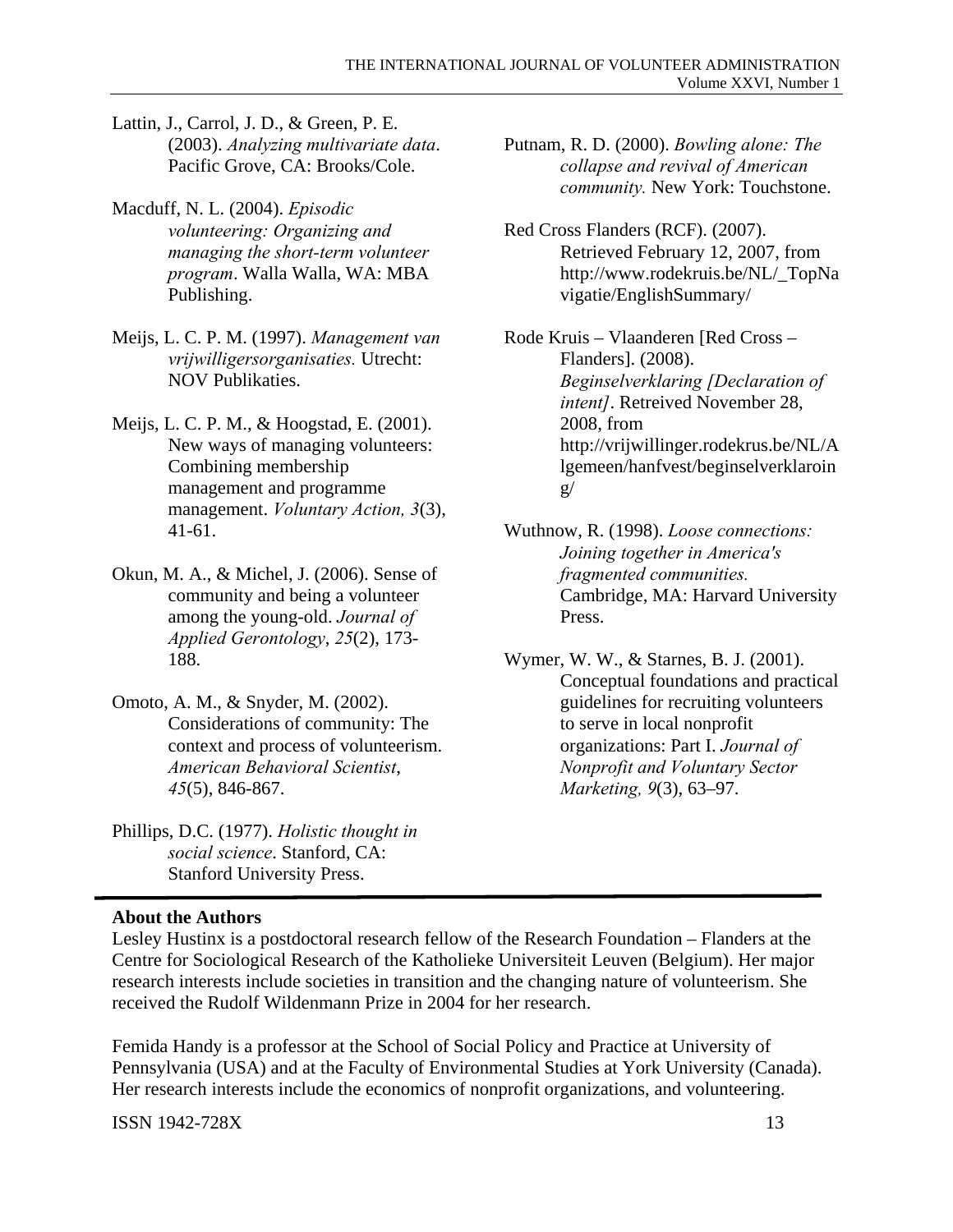Lattin, J., Carrol, J. D., & Green, P. E. (2003). *Analyzing multivariate data*. Pacific Grove, CA: Brooks/Cole.

Macduff, N. L. (2004). *Episodic volunteering: Organizing and managing the short-term volunteer program*. Walla Walla, WA: MBA Publishing.

Meijs, L. C. P. M. (1997). *Management van vrijwilligersorganisaties.* Utrecht: NOV Publikaties.

Meijs, L. C. P. M., & Hoogstad, E. (2001). New ways of managing volunteers: Combining membership management and programme management. *Voluntary Action, 3*(3), 41-61.

Okun, M. A., & Michel, J. (2006). Sense of community and being a volunteer among the young-old. *Journal of Applied Gerontology*, *25*(2), 173-188.

Omoto, A. M., & Snyder, M. (2002). Considerations of community: The context and process of volunteerism. *American Behavioral Scientist*, *45*(5), 846-867.

Phillips, D.C. (1977). *Holistic thought in social science*. Stanford, CA: Stanford University Press.

Putnam, R. D. (2000). *Bowling alone: The collapse and revival of American community.* New York: Touchstone.

Red Cross Flanders (RCF). (2007). Retrieved February 12, 2007, from http://www.rodekruis.be/NL/_TopNavigatie/EnglishSummary/

Rode Kruis – Vlaanderen [Red Cross – Flanders]. (2008). *Beginselverklaring [Declaration of intent]*. Retreived November 28, 2008, from http://vrijwillinger.rodekrus.be/NL/Algemeen/hanfvest/beginselverklaroing/

Wuthnow, R. (1998). *Loose connections: Joining together in America's fragmented communities.* Cambridge, MA: Harvard University Press.

Wymer, W. W., & Starnes, B. J. (2001). Conceptual foundations and practical guidelines for recruiting volunteers to serve in local nonprofit organizations: Part I. *Journal of Nonprofit and Voluntary Sector Marketing, 9*(3), 63–97.

**About the Authors**

Lesley Hustinx is a postdoctoral research fellow of the Research Foundation – Flanders at the Centre for Sociological Research of the Katholieke Universiteit Leuven (Belgium). Her major research interests include societies in transition and the changing nature of volunteerism. She received the Rudolf Wildenmann Prize in 2004 for her research.

Femida Handy is a professor at the School of Social Policy and Practice at University of Pennsylvania (USA) and at the Faculty of Environmental Studies at York University (Canada). Her research interests include the economics of nonprofit organizations, and volunteering.